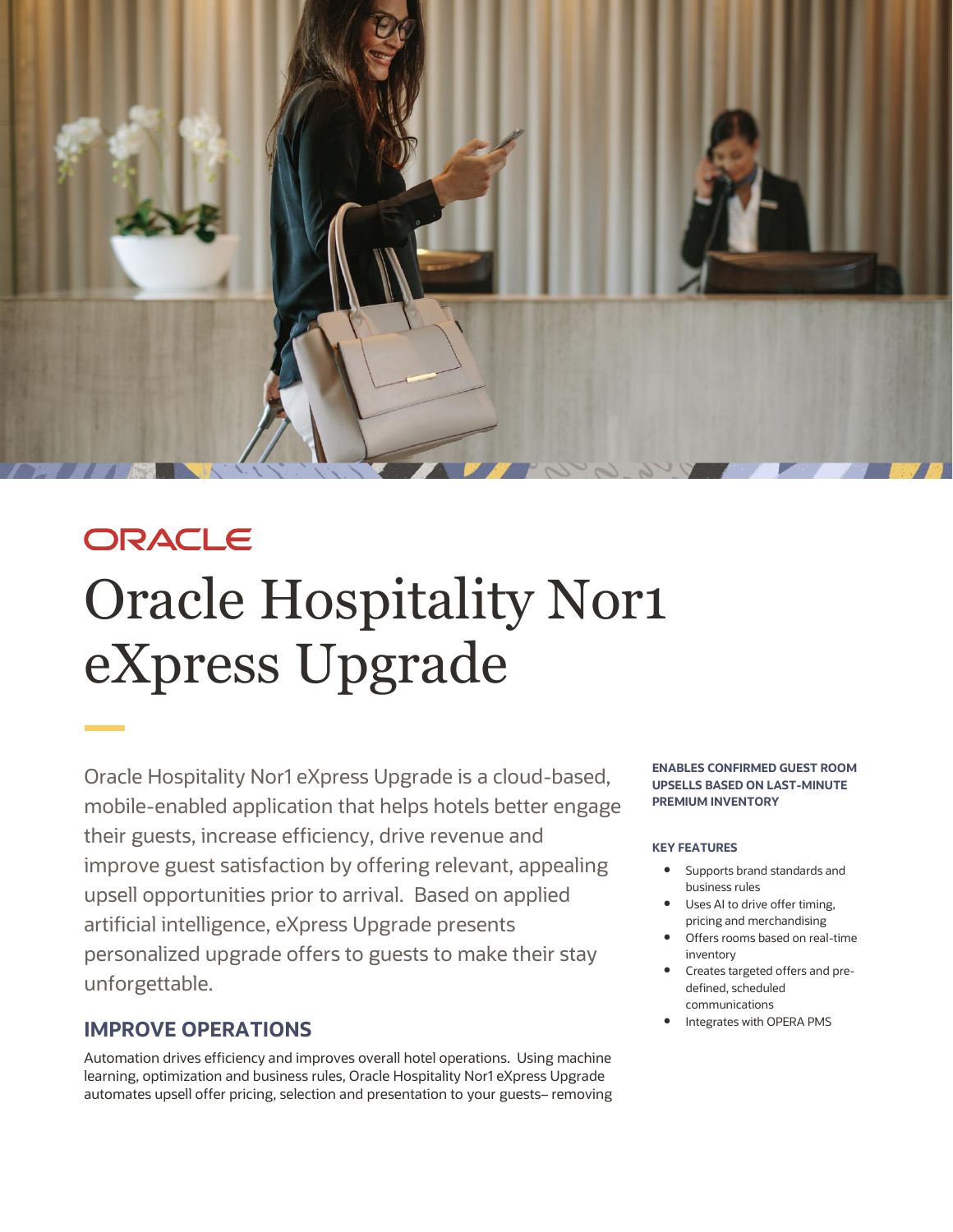ORACLE

# Oracle Hospitality Nor1 eXpress Upgrade

Oracle Hospitality Nor1 eXpress Upgrade is a cloud-based, mobile-enabled application that helps hotels better engage their guests, increase efficiency, drive revenue and improve guest satisfaction by offering relevant, appealing upsell opportunities prior to arrival. Based on applied artificial intelligence, eXpress Upgrade presents personalized upgrade offers to guests to make their stay unforgettable.

**ENABLES CONFIRMED GUEST ROOM UPSELLS BASED ON LAST-MINUTE PREMIUM INVENTORY**

**KEY FEATURES**

- Supports brand standards and business rules
- Uses AI to drive offer timing, pricing and merchandising
- Offers rooms based on real-time inventory
- Creates targeted offers and pre-defined, scheduled communications
- Integrates with OPERA PMS

## IMPROVE OPERATIONS

Automation drives efficiency and improves overall hotel operations. Using machine learning, optimization and business rules, Oracle Hospitality Nor1 eXpress Upgrade automates upsell offer pricing, selection and presentation to your guests– removing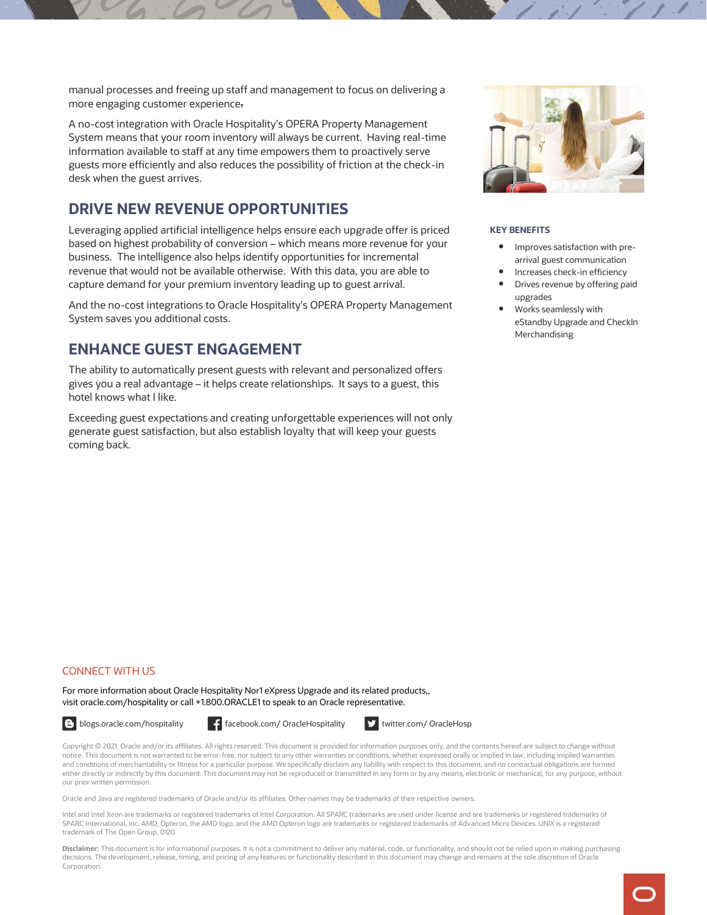manual processes and freeing up staff and management to focus on delivering a more engaging customer experience.

A no-cost integration with Oracle Hospitality's OPERA Property Management System means that your room inventory will always be current. Having real-time information available to staff at any time empowers them to proactively serve guests more efficiently and also reduces the possibility of friction at the check-in desk when the guest arrives.

## DRIVE NEW REVENUE OPPORTUNITIES

Leveraging applied artificial intelligence helps ensure each upgrade offer is priced based on highest probability of conversion – which means more revenue for your business. The intelligence also helps identify opportunities for incremental revenue that would not be available otherwise. With this data, you are able to capture demand for your premium inventory leading up to guest arrival.

And the no-cost integrations to Oracle Hospitality's OPERA Property Management System saves you additional costs.

## ENHANCE GUEST ENGAGEMENT

The ability to automatically present guests with relevant and personalized offers gives you a real advantage – it helps create relationships. It says to a guest, this hotel knows what I like.

Exceeding guest expectations and creating unforgettable experiences will not only generate guest satisfaction, but also establish loyalty that will keep your guests coming back.

### KEY BENEFITS

- Improves satisfaction with pre-arrival guest communication
- Increases check-in efficiency
- Drives revenue by offering paid upgrades
- Works seamlessly with eStandby Upgrade and CheckIn Merchandising

### CONNECT WITH US

For more information about Oracle Hospitality Nor1 eXpress Upgrade and its related products,, visit oracle.com/hospitality or call +1.800.ORACLE1 to speak to an Oracle representative.

blogs.oracle.com/hospitality | facebook.com/ OracleHospitality | twitter.com/ OracleHosp

Copyright © 2021, Oracle and/or its affiliates. All rights reserved. This document is provided for information purposes only, and the contents hereof are subject to change without notice. This document is not warranted to be error-free, nor subject to any other warranties or conditions, whether expressed orally or implied in law, including implied warranties and conditions of merchantability or fitness for a particular purpose. We specifically disclaim any liability with respect to this document, and no contractual obligations are formed either directly or indirectly by this document. This document may not be reproduced or transmitted in any form or by any means, electronic or mechanical, for any purpose, without our prior written permission.

Oracle and Java are registered trademarks of Oracle and/or its affiliates. Other names may be trademarks of their respective owners.

Intel and Intel Xeon are trademarks or registered trademarks of Intel Corporation. All SPARC trademarks are used under license and are trademarks or registered trademarks of SPARC International, Inc. AMD, Opteron, the AMD logo, and the AMD Opteron logo are trademarks or registered trademarks of Advanced Micro Devices. UNIX is a registered trademark of The Open Group. 0120

**Disclaimer:** This document is for informational purposes. It is not a commitment to deliver any material, code, or functionality, and should not be relied upon in making purchasing decisions. The development, release, timing, and pricing of any features or functionality described in this document may change and remains at the sole discretion of Oracle Corporation.